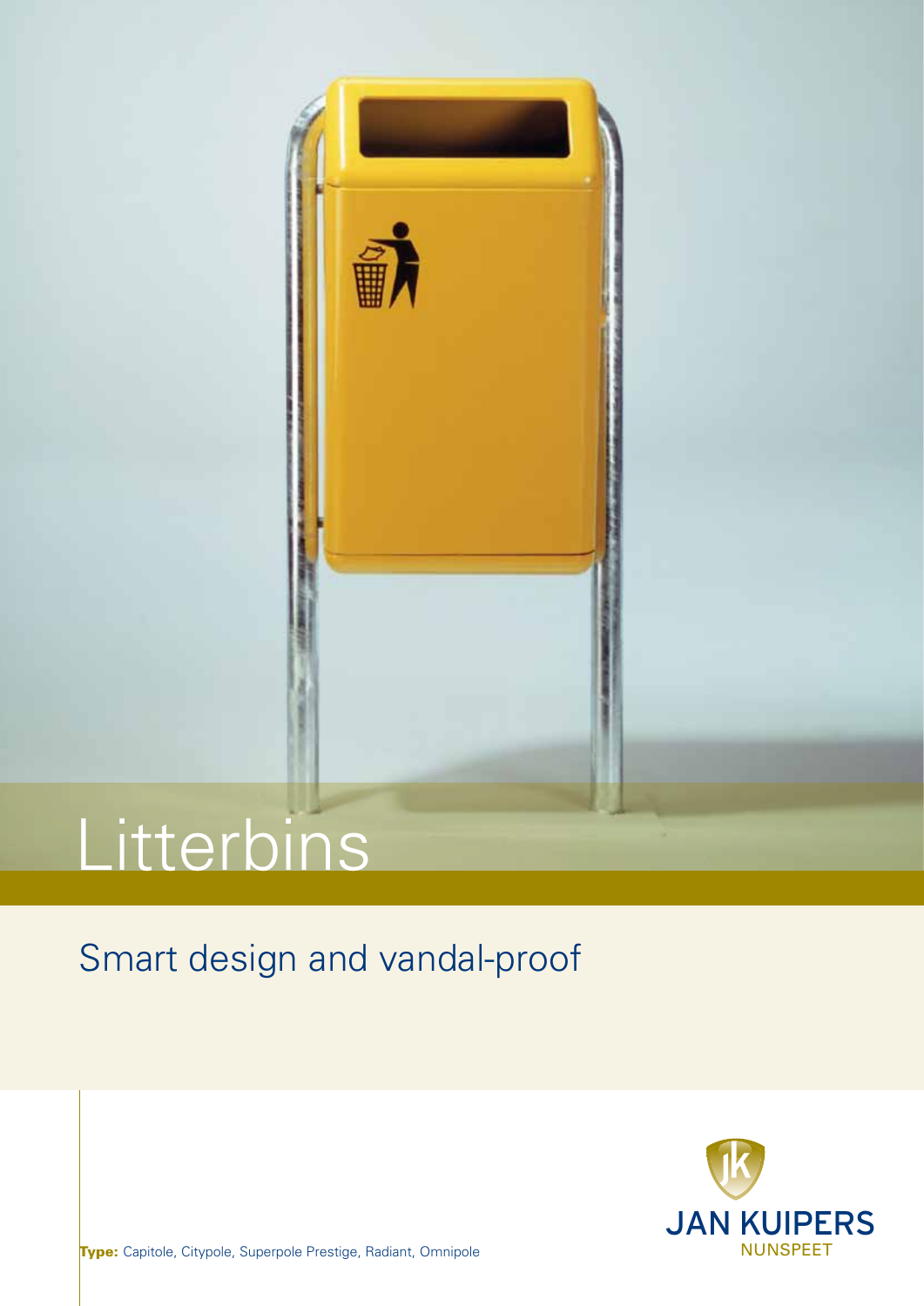# Litterbins

## Smart design and vandal-proof

JAN KUIPERS
NUNSPEET

**Type:** Capitole, Citypole, Superpole Prestige, Radiant, Omnipole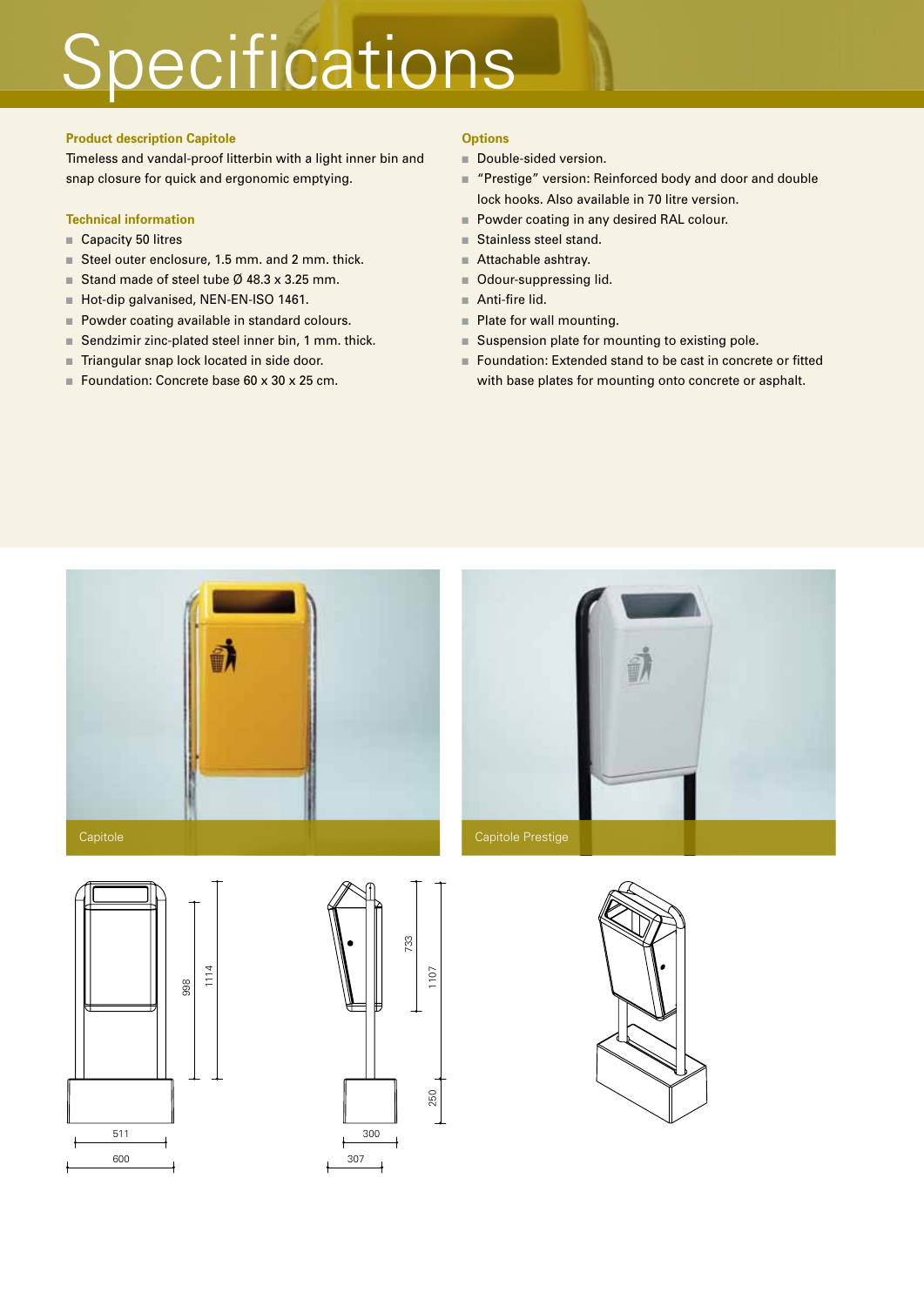# Specifications

### Product description Capitole

Timeless and vandal-proof litterbin with a light inner bin and snap closure for quick and ergonomic emptying.

### Technical information

- Capacity 50 litres
- Steel outer enclosure, 1.5 mm. and 2 mm. thick.
- Stand made of steel tube Ø 48.3 x 3.25 mm.
- Hot-dip galvanised, NEN-EN-ISO 1461.
- Powder coating available in standard colours.
- Sendzimir zinc-plated steel inner bin, 1 mm. thick.
- Triangular snap lock located in side door.
- Foundation: Concrete base 60 x 30 x 25 cm.

### Options

- Double-sided version.
- "Prestige" version: Reinforced body and door and double lock hooks. Also available in 70 litre version.
- Powder coating in any desired RAL colour.
- Stainless steel stand.
- Attachable ashtray.
- Odour-suppressing lid.
- Anti-fire lid.
- Plate for wall mounting.
- Suspension plate for mounting to existing pole.
- Foundation: Extended stand to be cast in concrete or fitted with base plates for mounting onto concrete or asphalt.

Capitole

Capitole Prestige

998 · 1114 · 511 · 600 · 733 · 1107 · 250 · 300 · 307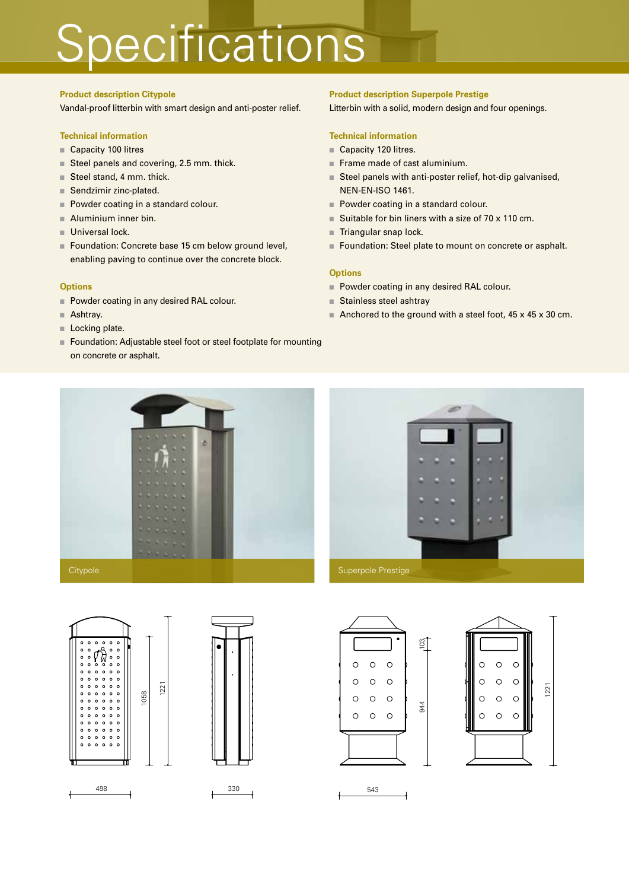# Specifications

### Product description Citypole

Vandal-proof litterbin with smart design and anti-poster relief.

### Technical information

- Capacity 100 litres
- Steel panels and covering, 2.5 mm. thick.
- Steel stand, 4 mm. thick.
- Sendzimir zinc-plated.
- Powder coating in a standard colour.
- Aluminium inner bin.
- Universal lock.
- Foundation: Concrete base 15 cm below ground level, enabling paving to continue over the concrete block.

### Options

- Powder coating in any desired RAL colour.
- Ashtray.
- Locking plate.
- Foundation: Adjustable steel foot or steel footplate for mounting on concrete or asphalt.

### Product description Superpole Prestige

Litterbin with a solid, modern design and four openings.

### Technical information

- Capacity 120 litres.
- Frame made of cast aluminium.
- Steel panels with anti-poster relief, hot-dip galvanised, NEN-EN-ISO 1461.
- Powder coating in a standard colour.
- Suitable for bin liners with a size of 70 x 110 cm.
- Triangular snap lock.
- Foundation: Steel plate to mount on concrete or asphalt.

### Options

- Powder coating in any desired RAL colour.
- Stainless steel ashtray
- Anchored to the ground with a steel foot, 45 x 45 x 30 cm.

Citypole

Superpole Prestige

1058 1221 498 330

103 944 1221 543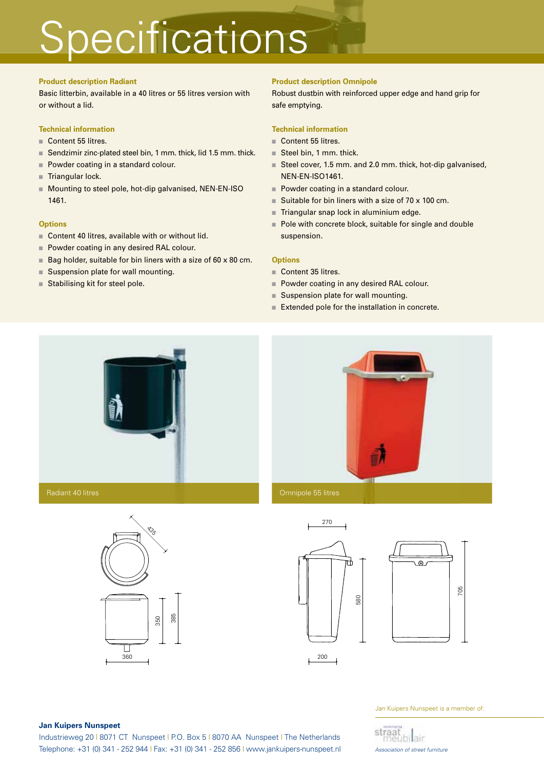# Specifications

## Product description Radiant

Basic litterbin, available in a 40 litres or 55 litres version with or without a lid.

### Technical information

- Content 55 litres.
- Sendzimir zinc-plated steel bin, 1 mm. thick, lid 1.5 mm. thick.
- Powder coating in a standard colour.
- Triangular lock.
- Mounting to steel pole, hot-dip galvanised, NEN-EN-ISO 1461.

### Options

- Content 40 litres, available with or without lid.
- Powder coating in any desired RAL colour.
- Bag holder, suitable for bin liners with a size of 60 x 80 cm.
- Suspension plate for wall mounting.
- Stabilising kit for steel pole.

## Product description Omnipole

Robust dustbin with reinforced upper edge and hand grip for safe emptying.

### Technical information

- Content 55 litres.
- Steel bin, 1 mm. thick.
- Steel cover, 1.5 mm. and 2.0 mm. thick, hot-dip galvanised, NEN-EN-ISO1461.
- Powder coating in a standard colour.
- Suitable for bin liners with a size of 70 x 100 cm.
- Triangular snap lock in aluminium edge.
- Pole with concrete block, suitable for single and double suspension.

### Options

- Content 35 litres.
- Powder coating in any desired RAL colour.
- Suspension plate for wall mounting.
- Extended pole for the installation in concrete.

Radiant 40 litres

Omnipole 55 litres

435

350

385

360

270

580

705

200

**Jan Kuipers Nunspeet**
Industrieweg 20 | 8071 CT Nunspeet | P.O. Box 5 | 8070 AA Nunspeet | The Netherlands
Telephone: +31 (0) 341 - 252 944 | Fax: +31 (0) 341 - 252 856 | www.jankuipers-nunspeet.nl

Jan Kuipers Nunspeet is a member of:

straat meubilair

*Association of street furniture*